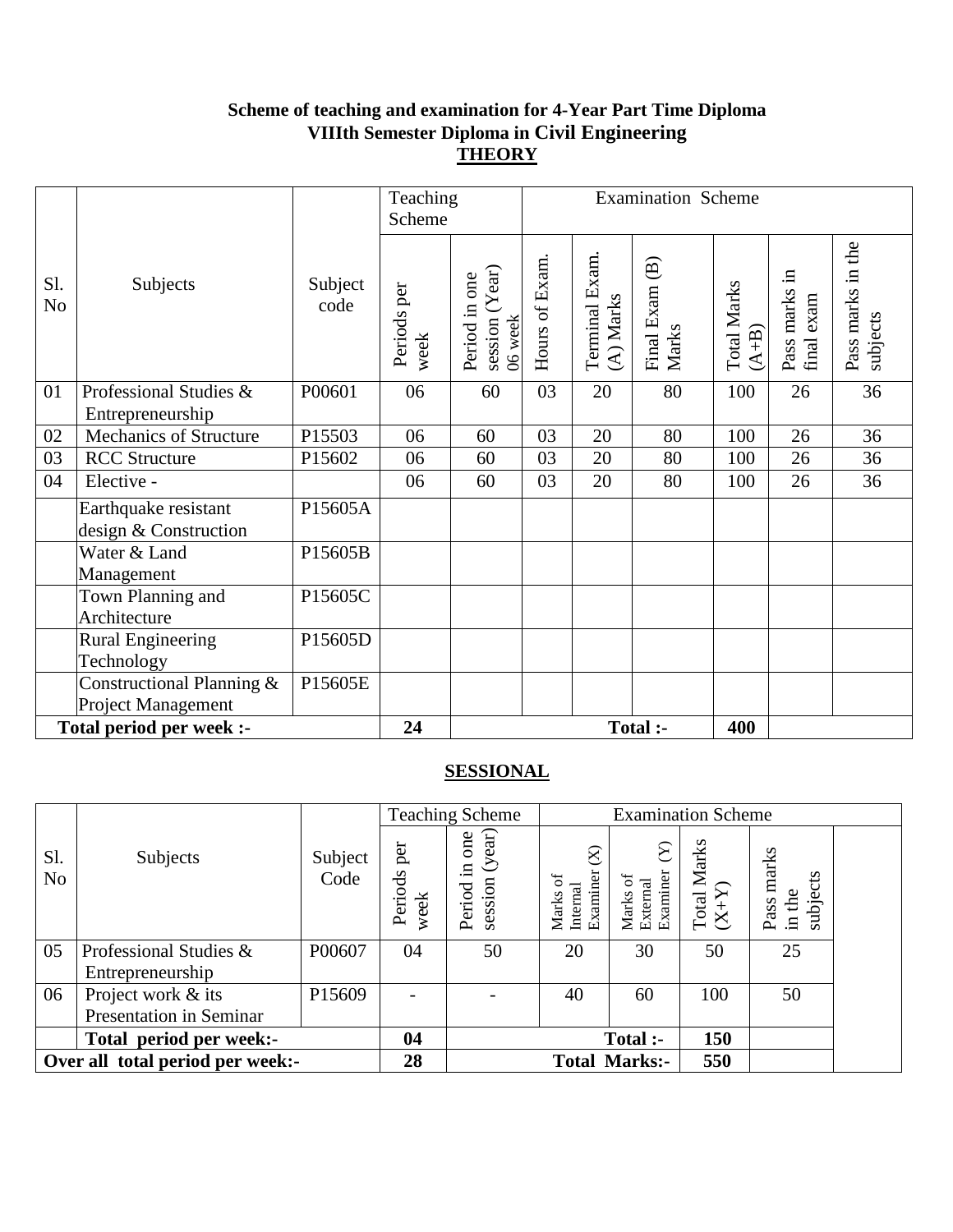**Scheme of teaching and examination for 4-Year Part Time Diploma**
**VIIIth Semester Diploma in Civil Engineering**
**THEORY**

| Sl. No | Subjects | Subject code | Teaching Scheme | | Examination Scheme | | | | | |
|---|---|---|---|---|---|---|---|---|---|---|
| | | | Periods per week | Period in one session (Year) 06 week | Hours of Exam. | Terminal Exam. (A) Marks | Final Exam (B) Marks | Total Marks (A+B) | Pass marks in final exam | Pass marks in the subjects |
| 01 | Professional Studies & Entrepreneurship | P00601 | 06 | 60 | 03 | 20 | 80 | 100 | 26 | 36 |
| 02 | Mechanics of Structure | P15503 | 06 | 60 | 03 | 20 | 80 | 100 | 26 | 36 |
| 03 | RCC Structure | P15602 | 06 | 60 | 03 | 20 | 80 | 100 | 26 | 36 |
| 04 | Elective - | | 06 | 60 | 03 | 20 | 80 | 100 | 26 | 36 |
| | Earthquake resistant design & Construction | P15605A | | | | | | | | |
| | Water & Land Management | P15605B | | | | | | | | |
| | Town Planning and Architecture | P15605C | | | | | | | | |
| | Rural Engineering Technology | P15605D | | | | | | | | |
| | Constructional Planning & Project Management | P15605E | | | | | | | | |
| **Total period per week :-** | | | **24** | | | | **Total :-** | **400** | | |

**SESSIONAL**

| Sl. No | Subjects | Subject Code | Teaching Scheme | | Examination Scheme | | | |
|---|---|---|---|---|---|---|---|---|
| | | | Periods per week | Period in one session (year) | Marks of Internal Examiner (X) | Marks of External Examiner (Y) | Total Marks (X+Y) | Pass marks in the subjects |
| 05 | Professional Studies & Entrepreneurship | P00607 | 04 | 50 | 20 | 30 | 50 | 25 |
| 06 | Project work & its Presentation in Seminar | P15609 | - | - | 40 | 60 | 100 | 50 |
| | **Total period per week:-** | | **04** | | | **Total :-** | **150** | |
| **Over all total period per week:-** | | | **28** | | | **Total Marks:-** | **550** | |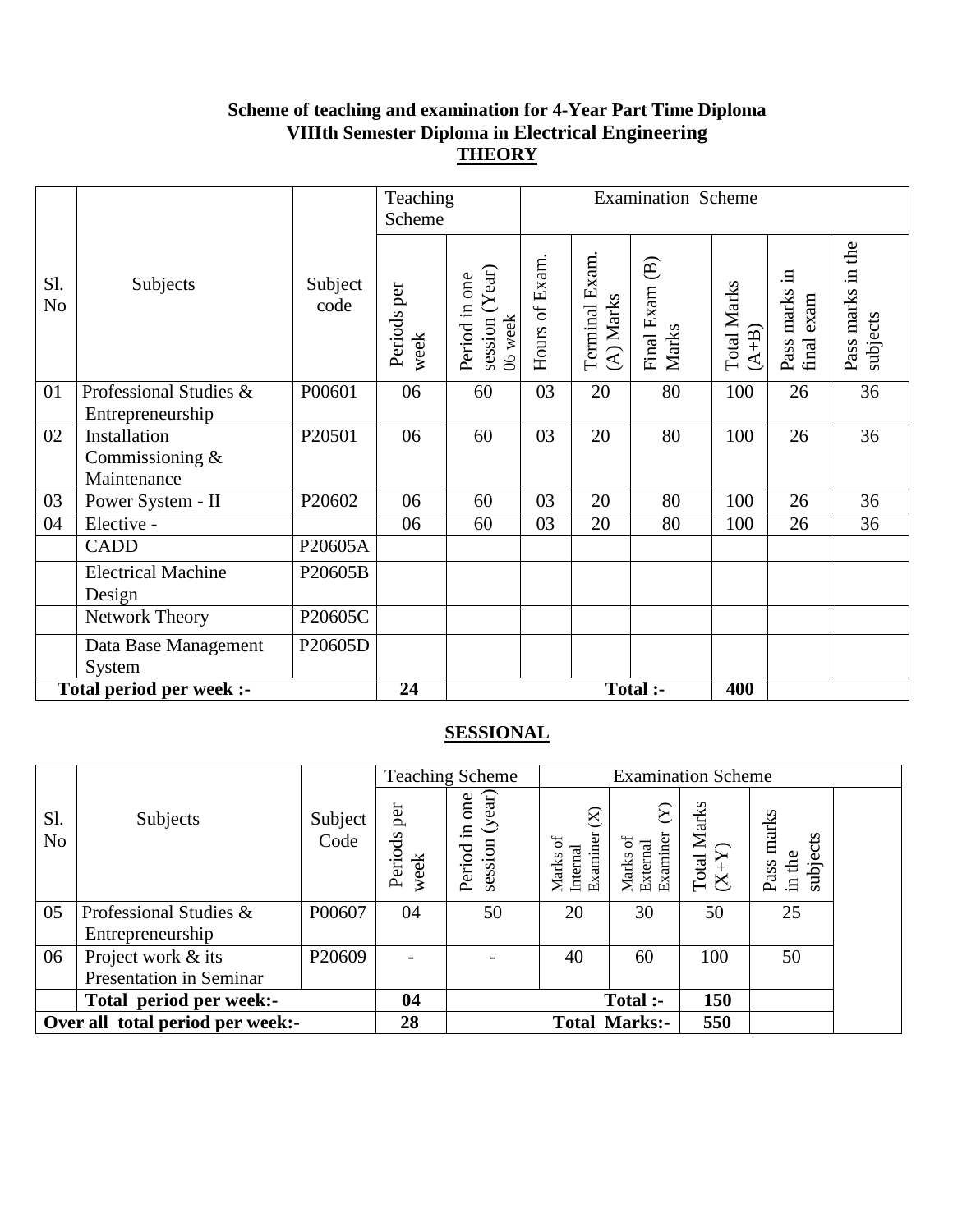**Scheme of teaching and examination for 4-Year Part Time Diploma**
**VIIIth Semester Diploma in Electrical Engineering**

## THEORY

| Sl. No | Subjects | Subject code | Teaching Scheme | | Examination Scheme | | | | | |
|---|---|---|---|---|---|---|---|---|---|---|
| | | | Periods per week | Period in one session (Year) 06 week | Hours of Exam. | Terminal Exam. (A) Marks | Final Exam (B) Marks | Total Marks (A+B) | Pass marks in final exam | Pass marks in the subjects |
| 01 | Professional Studies & Entrepreneurship | P00601 | 06 | 60 | 03 | 20 | 80 | 100 | 26 | 36 |
| 02 | Installation Commissioning & Maintenance | P20501 | 06 | 60 | 03 | 20 | 80 | 100 | 26 | 36 |
| 03 | Power System - II | P20602 | 06 | 60 | 03 | 20 | 80 | 100 | 26 | 36 |
| 04 | Elective - | | 06 | 60 | 03 | 20 | 80 | 100 | 26 | 36 |
| | CADD | P20605A | | | | | | | | |
| | Electrical Machine Design | P20605B | | | | | | | | |
| | Network Theory | P20605C | | | | | | | | |
| | Data Base Management System | P20605D | | | | | | | | |
| **Total period per week :-** | | | **24** | | | | **Total :-** | **400** | | |

## SESSIONAL

| Sl. No | Subjects | Subject Code | Teaching Scheme | | Examination Scheme | | | |
|---|---|---|---|---|---|---|---|---|
| | | | Periods per week | Period in one session (year) | Marks of Internal Examiner (X) | Marks of External Examiner (Y) | Total Marks (X+Y) | Pass marks in the subjects |
| 05 | Professional Studies & Entrepreneurship | P00607 | 04 | 50 | 20 | 30 | 50 | 25 |
| 06 | Project work & its Presentation in Seminar | P20609 | - | - | 40 | 60 | 100 | 50 |
| | **Total period per week:-** | | **04** | | | **Total :-** | **150** | |
| **Over all total period per week:-** | | | **28** | | | **Total Marks:-** | **550** | |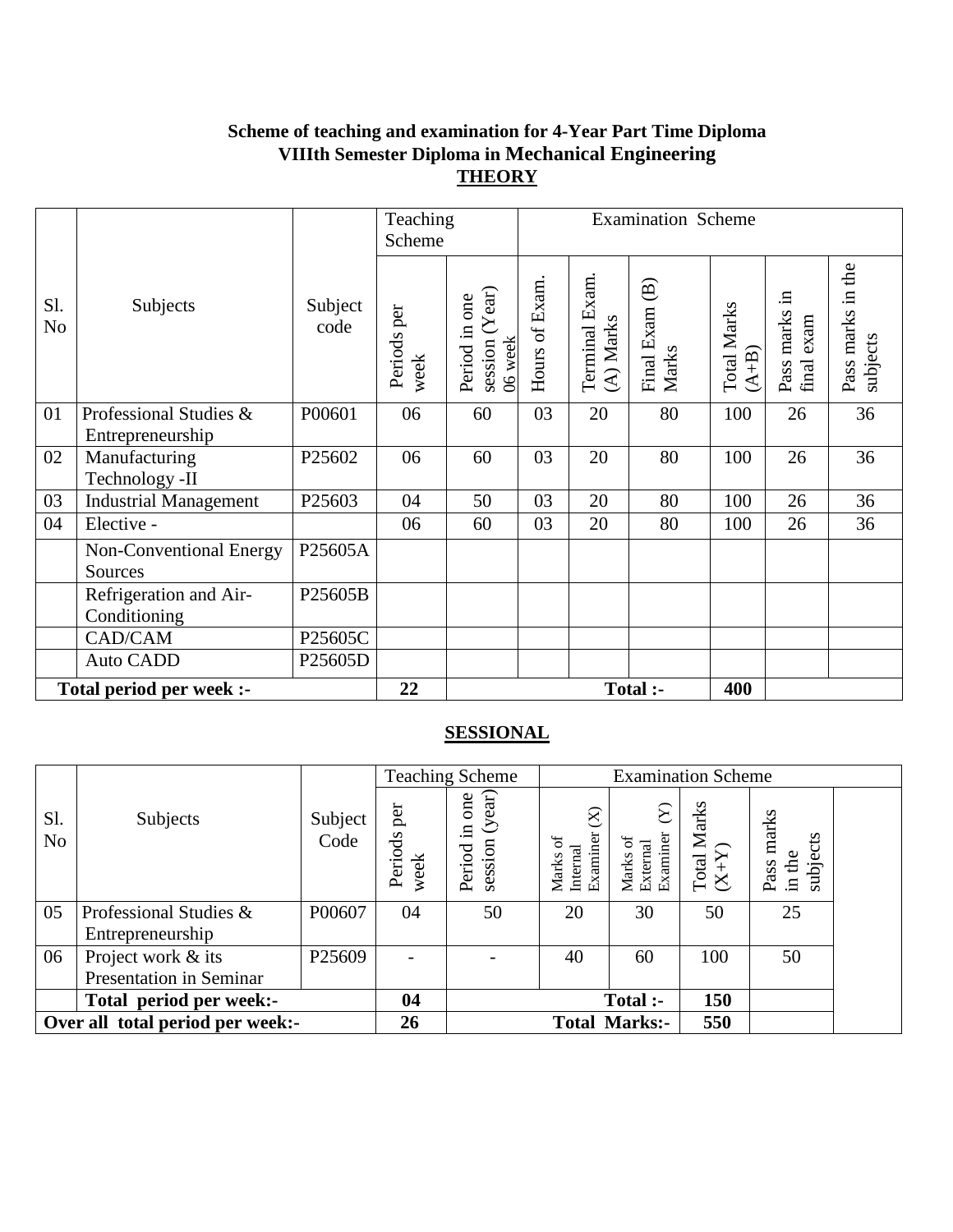**Scheme of teaching and examination for 4-Year Part Time Diploma**
**VIIIth Semester Diploma in Mechanical Engineering**
**<u>THEORY</u>**

| Sl. No | Subjects | Subject code | Teaching Scheme | | Examination Scheme | | | | | |
|---|---|---|---|---|---|---|---|---|---|---|
| | | | Periods per week | Period in one session (Year) 06 week | Hours of Exam. | Terminal Exam. (A) Marks | Final Exam (B) Marks | Total Marks (A+B) | Pass marks in final exam | Pass marks in the subjects |
| 01 | Professional Studies & Entrepreneurship | P00601 | 06 | 60 | 03 | 20 | 80 | 100 | 26 | 36 |
| 02 | Manufacturing Technology -II | P25602 | 06 | 60 | 03 | 20 | 80 | 100 | 26 | 36 |
| 03 | Industrial Management | P25603 | 04 | 50 | 03 | 20 | 80 | 100 | 26 | 36 |
| 04 | Elective - | | 06 | 60 | 03 | 20 | 80 | 100 | 26 | 36 |
| | Non-Conventional Energy Sources | P25605A | | | | | | | | |
| | Refrigeration and Air-Conditioning | P25605B | | | | | | | | |
| | CAD/CAM | P25605C | | | | | | | | |
| | Auto CADD | P25605D | | | | | | | | |
| **Total period per week :-** | | | **22** | | | | **Total :-** | **400** | | |

**<u>SESSIONAL</u>**

| Sl. No | Subjects | Subject Code | Teaching Scheme | | Examination Scheme | | | |
|---|---|---|---|---|---|---|---|---|
| | | | Periods per week | Period in one session (year) | Marks of Internal Examiner (X) | Marks of External Examiner (Y) | Total Marks (X+Y) | Pass marks in the subjects |
| 05 | Professional Studies & Entrepreneurship | P00607 | 04 | 50 | 20 | 30 | 50 | 25 |
| 06 | Project work & its Presentation in Seminar | P25609 | - | - | 40 | 60 | 100 | 50 |
| | **Total period per week:-** | | **04** | | | **Total :-** | **150** | |
| **Over all total period per week:-** | | | **26** | | | **Total Marks:-** | **550** | |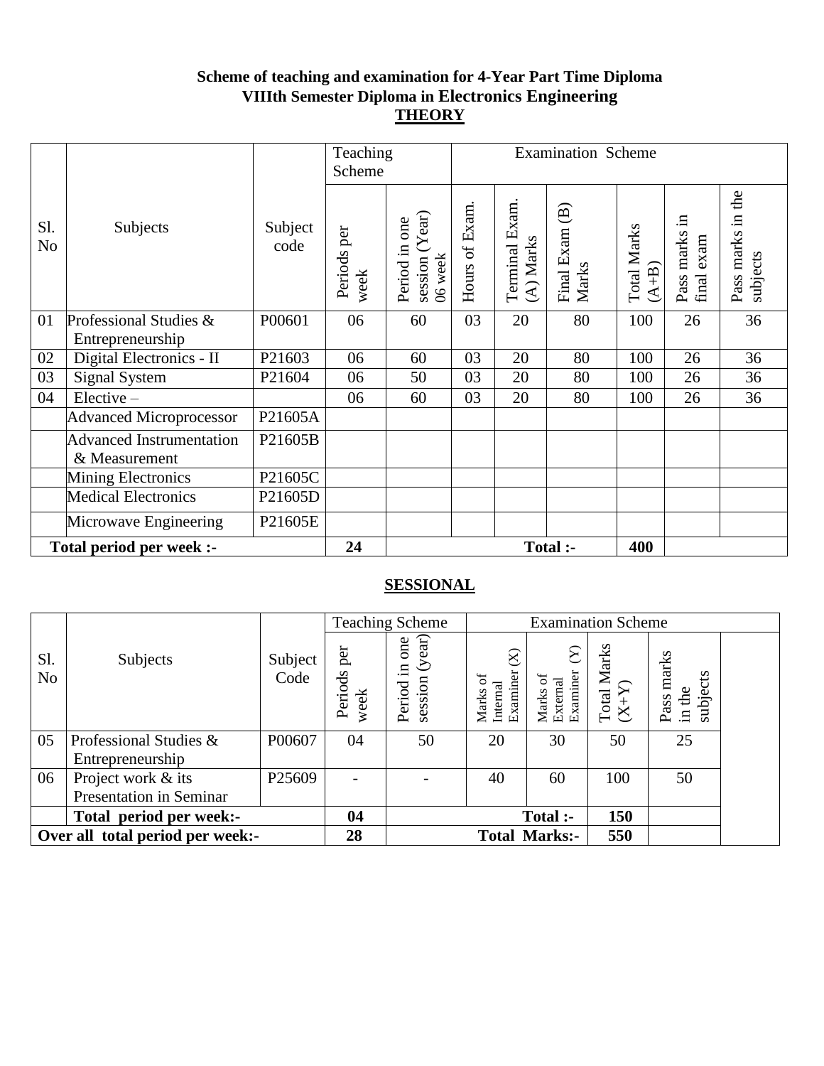**Scheme of teaching and examination for 4-Year Part Time Diploma**
**VIIIth Semester Diploma in Electronics Engineering**

## THEORY

| Sl. No | Subjects | Subject code | Teaching Scheme | | Examination Scheme | | | | | |
|---|---|---|---|---|---|---|---|---|---|---|
| | | | Periods per week | Period in one session (Year) 06 week | Hours of Exam. | Terminal Exam. (A) Marks | Final Exam (B) Marks | Total Marks (A+B) | Pass marks in final exam | Pass marks in the subjects |
| 01 | Professional Studies & Entrepreneurship | P00601 | 06 | 60 | 03 | 20 | 80 | 100 | 26 | 36 |
| 02 | Digital Electronics - II | P21603 | 06 | 60 | 03 | 20 | 80 | 100 | 26 | 36 |
| 03 | Signal System | P21604 | 06 | 50 | 03 | 20 | 80 | 100 | 26 | 36 |
| 04 | Elective – | | 06 | 60 | 03 | 20 | 80 | 100 | 26 | 36 |
| | Advanced Microprocessor | P21605A | | | | | | | | |
| | Advanced Instrumentation & Measurement | P21605B | | | | | | | | |
| | Mining Electronics | P21605C | | | | | | | | |
| | Medical Electronics | P21605D | | | | | | | | |
| | Microwave Engineering | P21605E | | | | | | | | |
| **Total period per week :-** | | | **24** | | | **Total :-** | | **400** | | |

## SESSIONAL

| Sl. No | Subjects | Subject Code | Teaching Scheme | | Examination Scheme | | | |
|---|---|---|---|---|---|---|---|---|
| | | | Periods per week | Period in one session (year) | Marks of Internal Examiner (X) | Marks of External Examiner (Y) | Total Marks (X+Y) | Pass marks in the subjects |
| 05 | Professional Studies & Entrepreneurship | P00607 | 04 | 50 | 20 | 30 | 50 | 25 |
| 06 | Project work & its Presentation in Seminar | P25609 | - | - | 40 | 60 | 100 | 50 |
| | **Total period per week:-** | | **04** | | | **Total :-** | **150** | |
| **Over all total period per week:-** | | | **28** | | | **Total Marks:-** | **550** | |